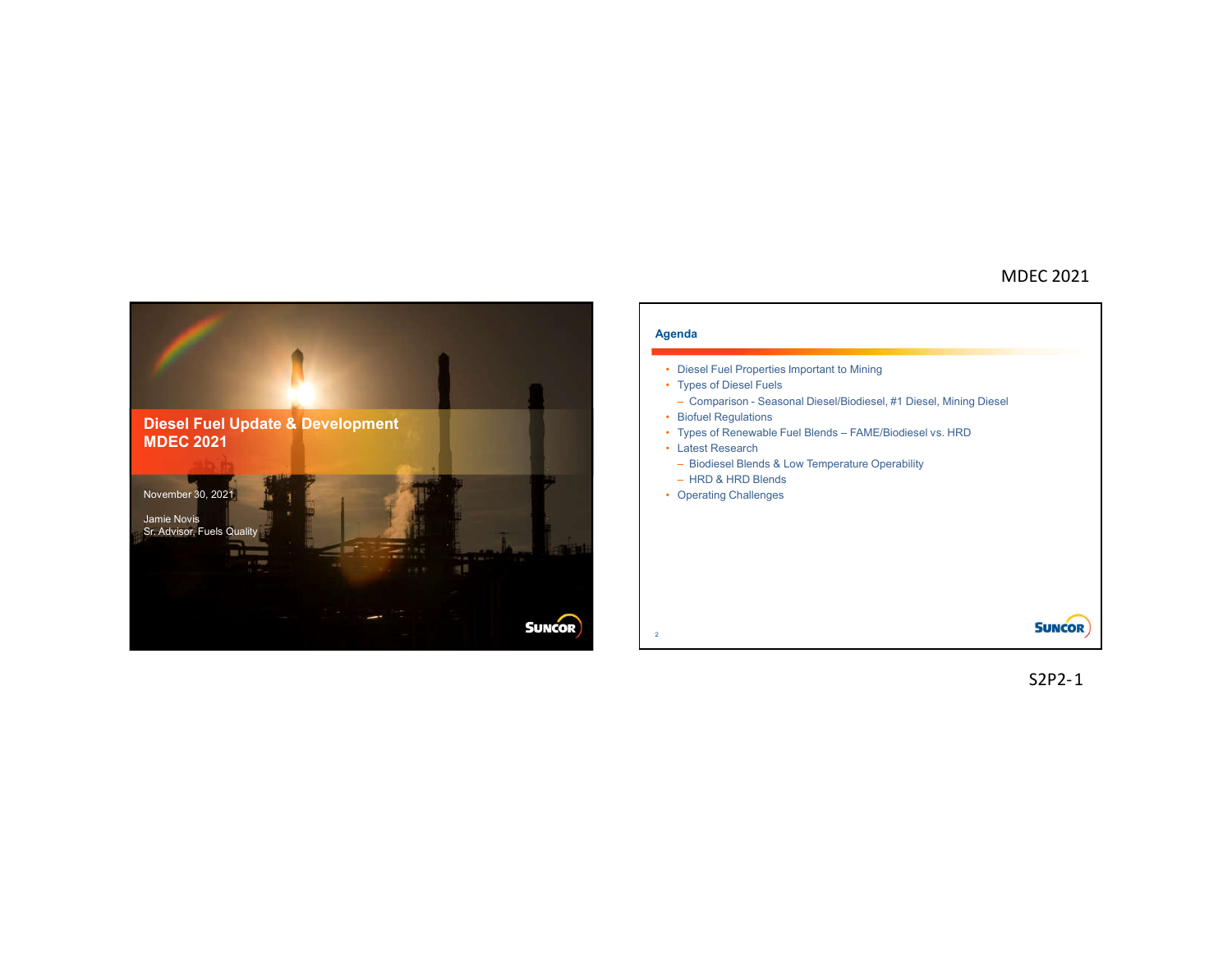# Diesel Fuel Update & Development MDEC 2021

November 30, 2021

Jamie Novis
Sr. Advisor, Fuels Quality

## Agenda

- Diesel Fuel Properties Important to Mining
- Types of Diesel Fuels
  - Comparison - Seasonal Diesel/Biodiesel, #1 Diesel, Mining Diesel
- Biofuel Regulations
- Types of Renewable Fuel Blends – FAME/Biodiesel vs. HRD
- Latest Research
  - Biodiesel Blends & Low Temperature Operability
  - HRD & HRD Blends
- Operating Challenges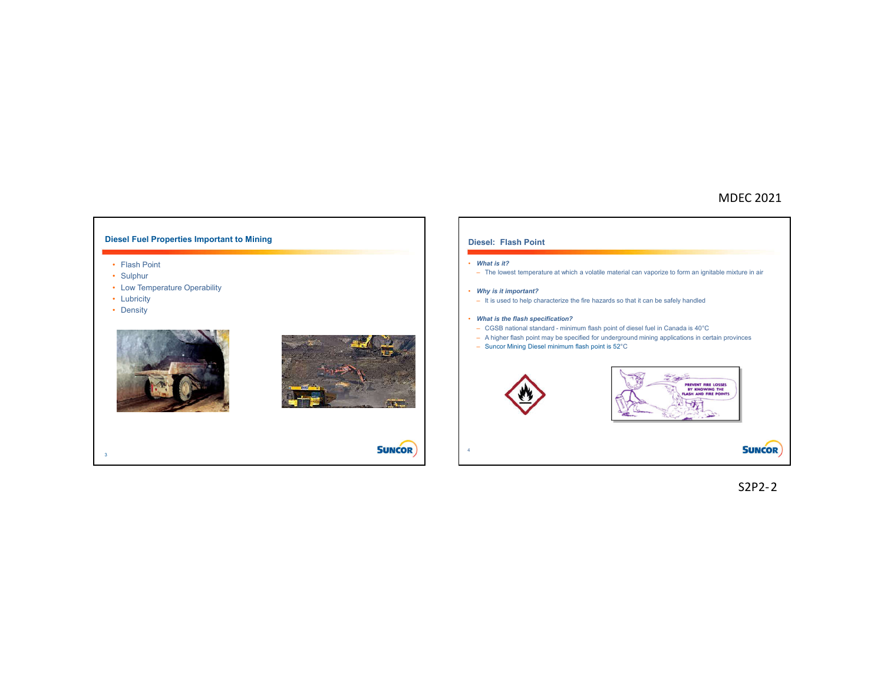## Diesel Fuel Properties Important to Mining

- Flash Point
- Sulphur
- Low Temperature Operability
- Lubricity
- Density

## Diesel: Flash Point

- ***What is it?***
  - The lowest temperature at which a volatile material can vaporize to form an ignitable mixture in air
- ***Why is it important?***
  - It is used to help characterize the fire hazards so that it can be safely handled
- ***What is the flash specification?***
  - CGSB national standard - minimum flash point of diesel fuel in Canada is 40°C
  - A higher flash point may be specified for underground mining applications in certain provinces
  - Suncor Mining Diesel minimum flash point is 52°C

PREVENT FIRE LOSSES BY KNOWING THE FLASH AND FIRE POINTS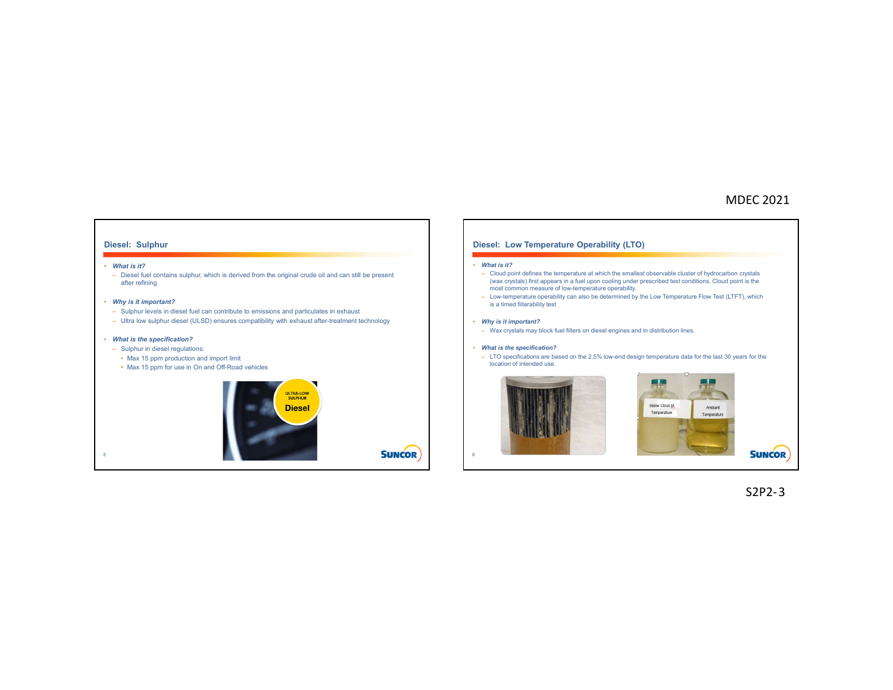## Diesel: Sulphur

- *What is it?*
  - Diesel fuel contains sulphur, which is derived from the original crude oil and can still be present after refining
- *Why is it important?*
  - Sulphur levels in diesel fuel can contribute to emissions and particulates in exhaust
  - Ultra low sulphur diesel (ULSD) ensures compatibility with exhaust after-treatment technology
- *What is the specification?*
  - Sulphur in diesel regulations:
    - Max 15 ppm production and import limit
    - Max 15 ppm for use in On and Off-Road vehicles

ULTRA-LOW SULPHUR Diesel

## Diesel: Low Temperature Operability (LTO)

- *What is it?*
  - Cloud point defines the temperature at which the smallest observable cluster of hydrocarbon crystals (wax crystals) first appears in a fuel upon cooling under prescribed test conditions. Cloud point is the most common measure of low-temperature operability.
  - Low-temperature operability can also be determined by the Low Temperature Flow Test (LTFT), which is a timed filterability test
- *Why is it important?*
  - Wax crystals may block fuel filters on diesel engines and in distribution lines.
- *What is the specification?*
  - LTO specifications are based on the 2.5% low-end design temperature data for the last 30 years for the location of intended use.

Below Cloud pt Temperature

Ambient Temperature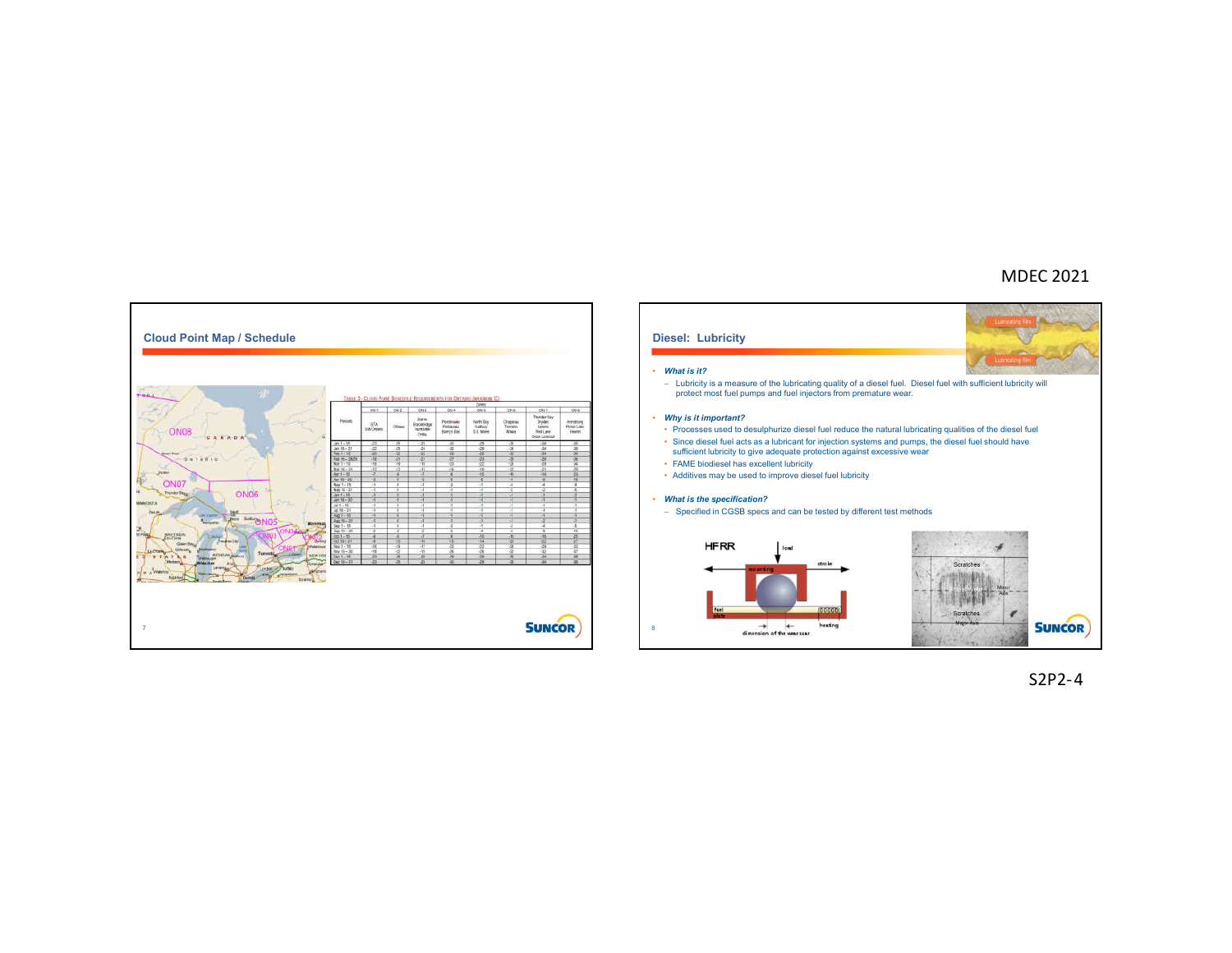## Cloud Point Map / Schedule

TABLE 3 - CLOUD POINT SCHEDULE REQUIREMENTS FOR ONTARIO (MAXIMUM °C)

## Diesel: Lubricity

- *What is it?*
  - Lubricity is a measure of the lubricating quality of a diesel fuel. Diesel fuel with sufficient lubricity will protect most fuel pumps and fuel injectors from premature wear.

- *Why is it important?*
  - Processes used to desulphurize diesel fuel reduce the natural lubricating qualities of the diesel fuel
  - Since diesel fuel acts as a lubricant for injection systems and pumps, the diesel fuel should have sufficient lubricity to give adequate protection against excessive wear
  - FAME biodiesel has excellent lubricity
  - Additives may be used to improve diesel fuel lubricity

- *What is the specification?*
  - Specified in CGSB specs and can be tested by different test methods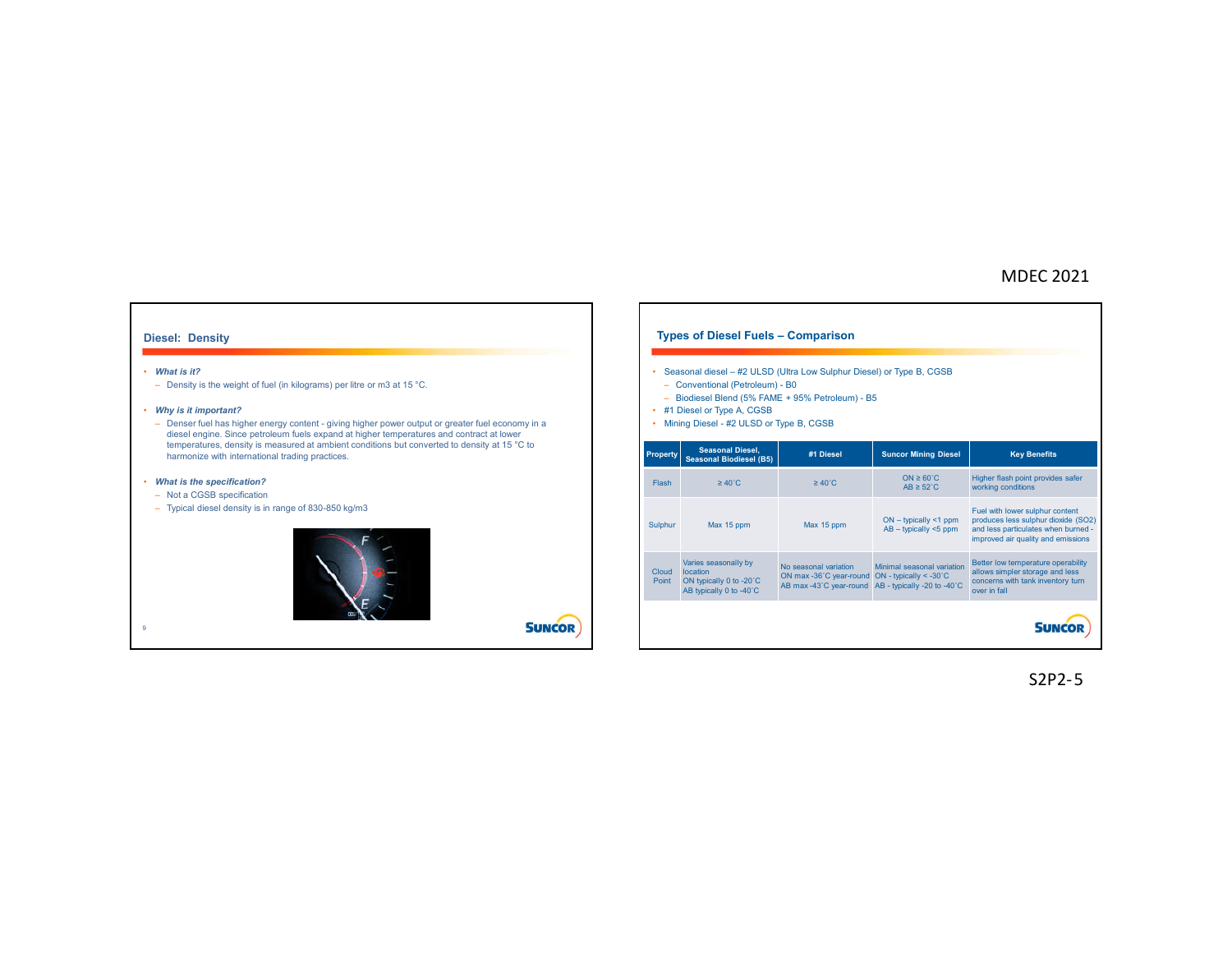## Diesel: Density

- *What is it?*
  - Density is the weight of fuel (in kilograms) per litre or m3 at 15 °C.
- *Why is it important?*
  - Denser fuel has higher energy content - giving higher power output or greater fuel economy in a diesel engine. Since petroleum fuels expand at higher temperatures and contract at lower temperatures, density is measured at ambient conditions but converted to density at 15 °C to harmonize with international trading practices.
- *What is the specification?*
  - Not a CGSB specification
  - Typical diesel density is in range of 830-850 kg/m3

## Types of Diesel Fuels – Comparison

- Seasonal diesel – #2 ULSD (Ultra Low Sulphur Diesel) or Type B, CGSB
  - Conventional (Petroleum) - B0
  - Biodiesel Blend (5% FAME + 95% Petroleum) - B5
- #1 Diesel or Type A, CGSB
- Mining Diesel - #2 ULSD or Type B, CGSB

| Property | Seasonal Diesel, Seasonal Biodiesel (B5) | #1 Diesel | Suncor Mining Diesel | Key Benefits |
|---|---|---|---|---|
| Flash | ≥ 40˚C | ≥ 40˚C | ON ≥ 60˚C<br>AB ≥ 52˚C | Higher flash point provides safer working conditions |
| Sulphur | Max 15 ppm | Max 15 ppm | ON – typically <1 ppm<br>AB – typically <5 ppm | Fuel with lower sulphur content produces less sulphur dioxide (SO2) and less particulates when burned - improved air quality and emissions |
| Cloud Point | Varies seasonally by location<br>ON typically 0 to -20˚C<br>AB typically 0 to -40˚C | No seasonal variation<br>ON max -36˚C year-round<br>AB max -43˚C year-round | Minimal seasonal variation<br>ON - typically < -30˚C<br>AB - typically -20 to -40˚C | Better low temperature operability allows simpler storage and less concerns with tank inventory turn over in fall |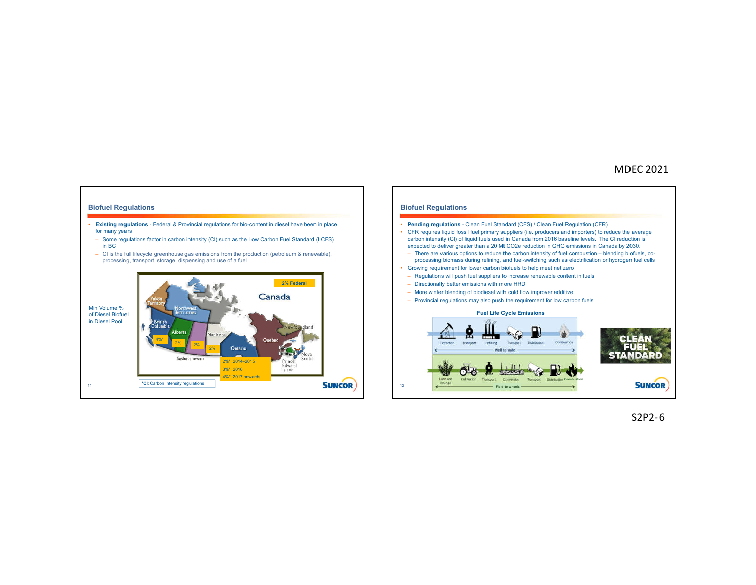## Biofuel Regulations

- **Existing regulations** - Federal & Provincial regulations for bio-content in diesel have been in place for many years
  - Some regulations factor in carbon intensity (CI) such as the Low Carbon Fuel Standard (LCFS) in BC
  - CI is the full lifecycle greenhouse gas emissions from the production (petroleum & renewable), processing, transport, storage, dispensing and use of a fuel

Min Volume % of Diesel Biofuel in Diesel Pool

2% Federal

Canada

Yukon Territory, Northwest Territories, British Columbia 4%*, Alberta 2%, Saskatchewan 2%, Manitoba 2%, Ontario, Quebec, Newfoundland, New Brunswick, Nova Scotia, Prince Edward Island

Ontario: 2%* 2014–2015; 3%* 2016; 4%* 2017 onwards

*CI: Carbon Intensity regulations

## Biofuel Regulations

- **Pending regulations** - Clean Fuel Standard (CFS) / Clean Fuel Regulation (CFR)
- CFR requires liquid fossil fuel primary suppliers (i.e. producers and importers) to reduce the average carbon intensity (CI) of liquid fuels used in Canada from 2016 baseline levels. The CI reduction is expected to deliver greater than a 20 Mt CO2e reduction in GHG emissions in Canada by 2030.
  - There are various options to reduce the carbon intensity of fuel combustion – blending biofuels, co-processing biomass during refining, and fuel-switching such as electrification or hydrogen fuel cells
- Growing requirement for lower carbon biofuels to help meet net zero
  - Regulations will push fuel suppliers to increase renewable content in fuels
  - Directionally better emissions with more HRD
  - More winter blending of biodiesel with cold flow improver additive
  - Provincial regulations may also push the requirement for low carbon fuels

**Fuel Life Cycle Emissions**

Well-to-wake: Extraction → Transport → Refining → Transport → Distribution → Combustion

Field-to-wheels: Land use change → Cultivation → Transport → Conversion → Transport → Distribution → Combustion

CLEAN FUEL STANDARD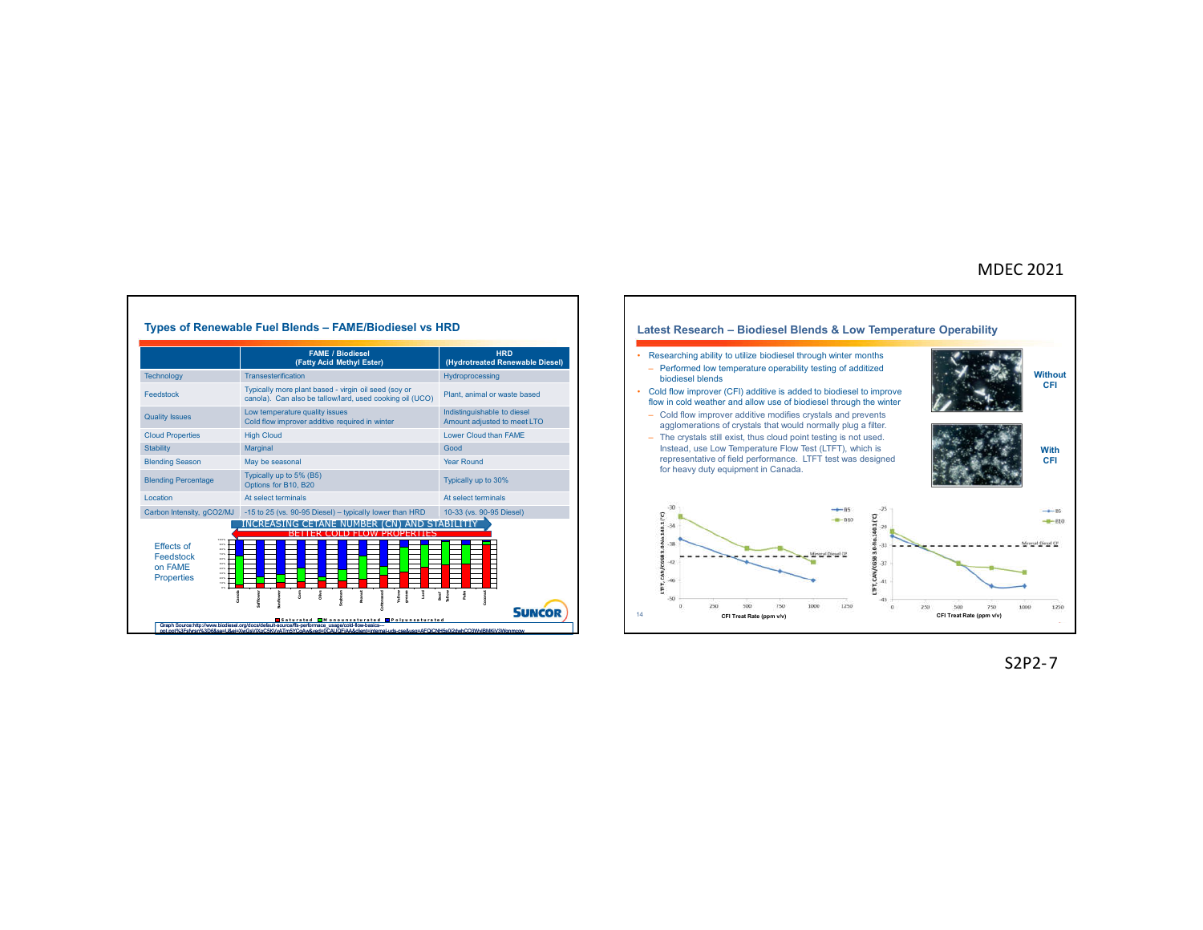## Types of Renewable Fuel Blends – FAME/Biodiesel vs HRD

| | FAME / Biodiesel (Fatty Acid Methyl Ester) | HRD (Hydrotreated Renewable Diesel) |
|---|---|---|
| Technology | Transesterification | Hydroprocessing |
| Feedstock | Typically more plant based - virgin oil seed (soy or canola). Can also be tallow/lard, used cooking oil (UCO) | Plant, animal or waste based |
| Quality Issues | Low temperature quality issues; Cold flow improver additive required in winter | Indistinguishable to diesel; Amount adjusted to meet LTO |
| Cloud Properties | High Cloud | Lower Cloud than FAME |
| Stability | Marginal | Good |
| Blending Season | May be seasonal | Year Round |
| Blending Percentage | Typically up to 5% (B5); Options for B10, B20 | Typically up to 30% |
| Location | At select terminals | At select terminals |
| Carbon Intensity, gCO2/MJ | -15 to 25 (vs. 90-95 Diesel) – typically lower than HRD | 10-33 (vs. 90-95 Diesel) |

Effects of Feedstock on FAME Properties

INCREASING CETANE NUMBER (CN) AND STABILITY

BETTER COLD FLOW PROPERTIES

Canola, Safflower, Sunflower, Corn, Olive, Soybean, Peanut, Cottonseed, Yellow grease, Lard, Beef Tallow, Palm, Coconut

Saturated / Monounsaturated / Polyunsaturated

Graph Source:http://www.biodiesel.org/docs/default-source/ffs-performace_usage/cold-flow-basics---

## Latest Research – Biodiesel Blends & Low Temperature Operability

- Researching ability to utilize biodiesel through winter months
  - Performed low temperature operability testing of additized biodiesel blends
- Cold flow improver (CFI) additive is added to biodiesel to improve flow in cold weather and allow use of biodiesel through the winter
  - Cold flow improver additive modifies crystals and prevents agglomerations of crystals that would normally plug a filter.
  - The crystals still exist, thus cloud point testing is not used. Instead, use Low Temperature Flow Test (LTFT), which is representative of field performance. LTFT test was designed for heavy duty equipment in Canada.

Without CFI

With CFI

CFI Treat Rate (ppm v/v)

CFI Treat Rate (ppm v/v)

S2P2-7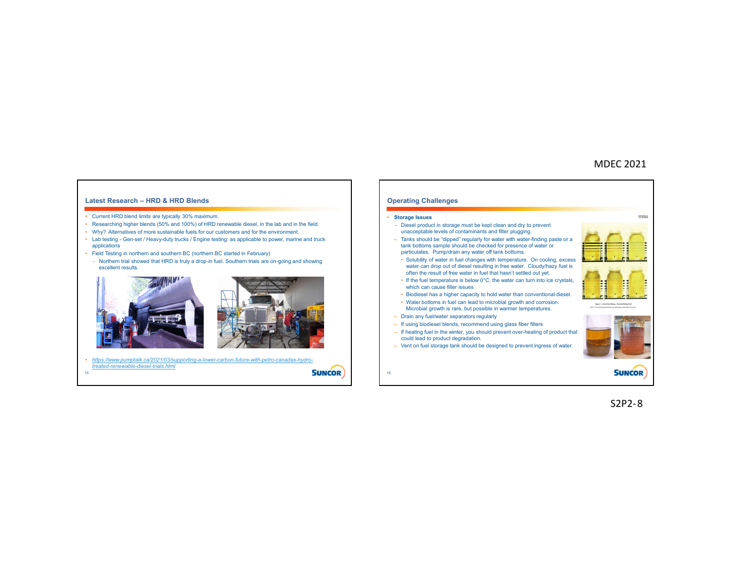## Latest Research – HRD & HRD Blends

- Current HRD blend limits are typically 30% maximum.
- Researching higher blends (50% and 100%) of HRD renewable diesel, in the lab and in the field.
- Why? Alternatives of more sustainable fuels for our customers and for the environment.
- Lab testing - Gen-set / Heavy-duty trucks / Engine testing: as applicable to power, marine and truck applications
- Field Testing in northern and southern BC (northern BC started in February)
  - Northern trial showed that HRD is truly a drop-in fuel. Southern trials are on-going and showing excellent results.

- *https://www.pumptalk.ca/2021/03/supporting-a-lower-carbon-future-with-petro-canadas-hydro-treated-renewable-diesel-trials.html*

## Operating Challenges

- **Storage Issues**
  - Diesel product in storage must be kept clean and dry to prevent unacceptable levels of contaminants and filter plugging.
  - Tanks should be "dipped" regularly for water with water-finding paste or a tank bottoms sample should be checked for presence of water or particulates. Pump/drain any water off tank bottoms.
    - Solubility of water in fuel changes with temperature. On cooling, excess water can drop out of diesel resulting in free water. Cloudy/hazy fuel is often the result of free water in fuel that hasn't settled out yet.
    - If the fuel temperature is below 0°C, the water can turn into ice crystals, which can cause filter issues
    - Biodiesel has a higher capacity to hold water than conventional diesel.
    - Water bottoms in fuel can lead to microbial growth and corrosion. Microbial growth is rare, but possible in warmer temperatures.
  - Drain any fuel/water separators regularly
  - If using biodiesel blends, recommend using glass fiber filters
  - If heating fuel in the winter, you should prevent over-heating of product that could lead to product degradation.
  - Vent on fuel storage tank should be designed to prevent ingress of water.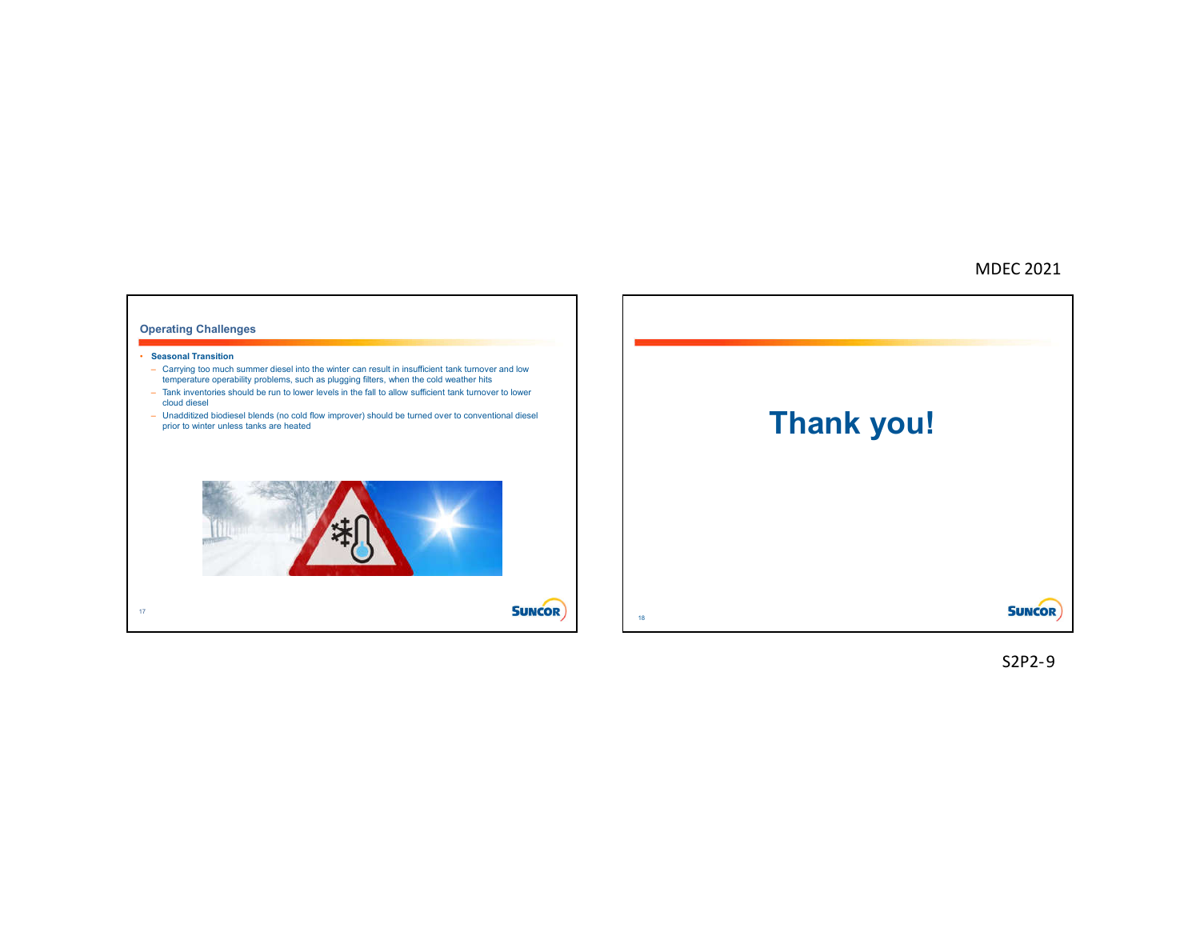## Operating Challenges

- **Seasonal Transition**
  - Carrying too much summer diesel into the winter can result in insufficient tank turnover and low temperature operability problems, such as plugging filters, when the cold weather hits
  - Tank inventories should be run to lower levels in the fall to allow sufficient tank turnover to lower cloud diesel
  - Unadditized biodiesel blends (no cold flow improver) should be turned over to conventional diesel prior to winter unless tanks are heated

# Thank you!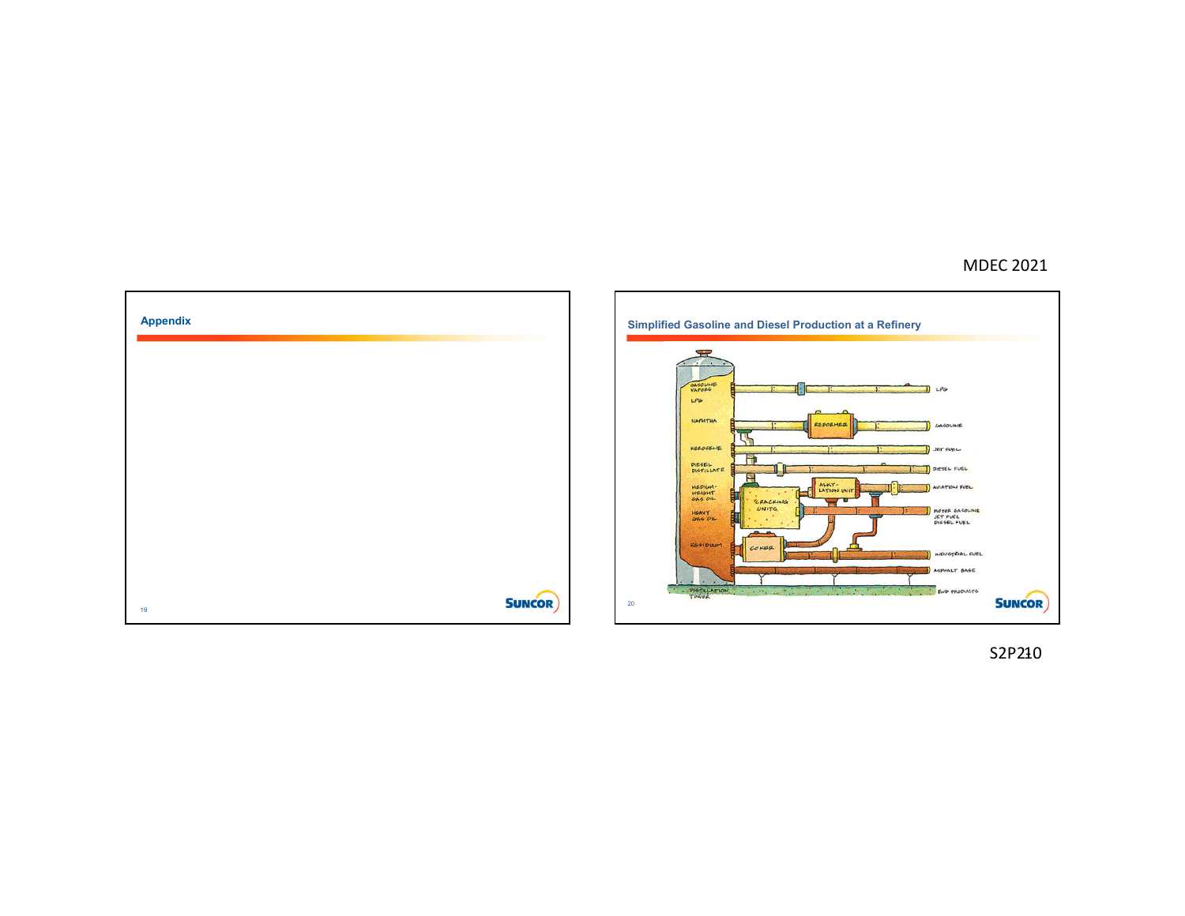MDEC 2021

## Appendix

SUNCOR

## Simplified Gasoline and Diesel Production at a Refinery

GASOLINE VAPORS
LPG
NAPHTHA
KEROSENE
DIESEL DISTILLATE
MEDIUM-WEIGHT GAS OIL
HEAVY GAS OIL
RESIDUUM
DISTILLATION TOWER

REFORMER
ALKY-LATION UNIT
CRACKING UNITS
COKER

LPG
GASOLINE
JET FUEL
DIESEL FUEL
AVIATION FUEL
MOTOR GASOLINE
JET FUEL
DIESEL FUEL
INDUSTRIAL FUEL
ASPHALT BASE
END PRODUCTS

SUNCOR

S2P210